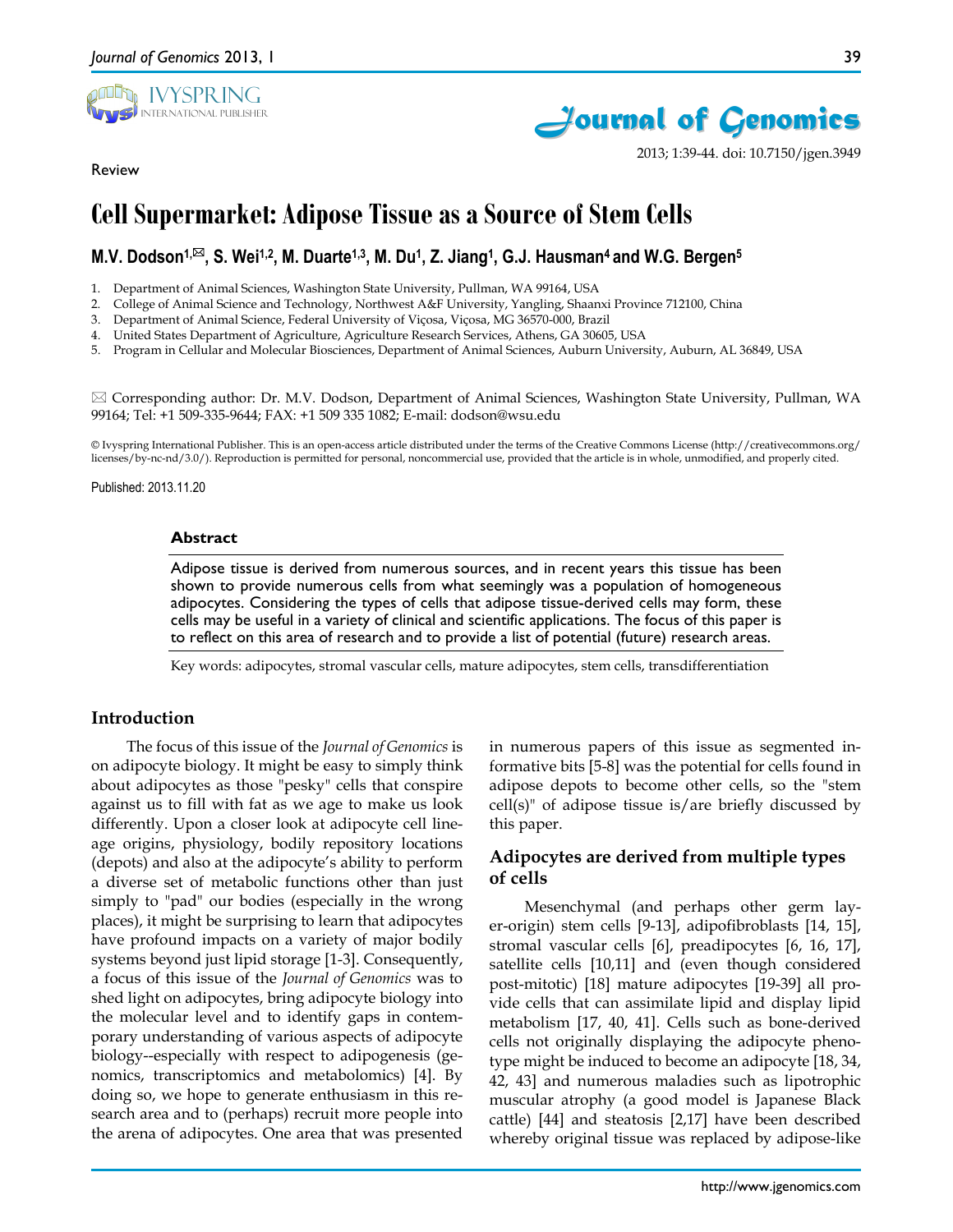Review

# Cell Supermarket: Adipose Tissue as a Source of Stem Cells

**M.V. Dodson[1,✉], S. Wei[1,2], M. Duarte[1,3], M. Du[1], Z. Jiang[1], G.J. Hausman[4] and W.G. Bergen[5]**

1. Department of Animal Sciences, Washington State University, Pullman, WA 99164, USA
2. College of Animal Science and Technology, Northwest A&F University, Yangling, Shaanxi Province 712100, China
3. Department of Animal Science, Federal University of Viçosa, Viçosa, MG 36570-000, Brazil
4. United States Department of Agriculture, Agriculture Research Services, Athens, GA 30605, USA
5. Program in Cellular and Molecular Biosciences, Department of Animal Sciences, Auburn University, Auburn, AL 36849, USA

✉ Corresponding author: Dr. M.V. Dodson, Department of Animal Sciences, Washington State University, Pullman, WA 99164; Tel: +1 509-335-9644; FAX: +1 509 335 1082; E-mail: dodson@wsu.edu

© Ivyspring International Publisher. This is an open-access article distributed under the terms of the Creative Commons License (http://creativecommons.org/licenses/by-nc-nd/3.0/). Reproduction is permitted for personal, noncommercial use, provided that the article is in whole, unmodified, and properly cited.

Published: 2013.11.20

## Abstract

Adipose tissue is derived from numerous sources, and in recent years this tissue has been shown to provide numerous cells from what seemingly was a population of homogeneous adipocytes. Considering the types of cells that adipose tissue-derived cells may form, these cells may be useful in a variety of clinical and scientific applications. The focus of this paper is to reflect on this area of research and to provide a list of potential (future) research areas.

Key words: adipocytes, stromal vascular cells, mature adipocytes, stem cells, transdifferentiation

## Introduction

The focus of this issue of the *Journal of Genomics* is on adipocyte biology. It might be easy to simply think about adipocytes as those "pesky" cells that conspire against us to fill with fat as we age to make us look differently. Upon a closer look at adipocyte cell lineage origins, physiology, bodily repository locations (depots) and also at the adipocyte's ability to perform a diverse set of metabolic functions other than just simply to "pad" our bodies (especially in the wrong places), it might be surprising to learn that adipocytes have profound impacts on a variety of major bodily systems beyond just lipid storage [1-3]. Consequently, a focus of this issue of the *Journal of Genomics* was to shed light on adipocytes, bring adipocyte biology into the molecular level and to identify gaps in contemporary understanding of various aspects of adipocyte biology--especially with respect to adipogenesis (genomics, transcriptomics and metabolomics) [4]. By doing so, we hope to generate enthusiasm in this research area and to (perhaps) recruit more people into the arena of adipocytes. One area that was presented in numerous papers of this issue as segmented informative bits [5-8] was the potential for cells found in adipose depots to become other cells, so the "stem cell(s)" of adipose tissue is/are briefly discussed by this paper.

### Adipocytes are derived from multiple types of cells

Mesenchymal (and perhaps other germ layer-origin) stem cells [9-13], adipofibroblasts [14, 15], stromal vascular cells [6], preadipocytes [6, 16, 17], satellite cells [10,11] and (even though considered post-mitotic) [18] mature adipocytes [19-39] all provide cells that can assimilate lipid and display lipid metabolism [17, 40, 41]. Cells such as bone-derived cells not originally displaying the adipocyte phenotype might be induced to become an adipocyte [18, 34, 42, 43] and numerous maladies such as lipotrophic muscular atrophy (a good model is Japanese Black cattle) [44] and steatosis [2,17] have been described whereby original tissue was replaced by adipose-like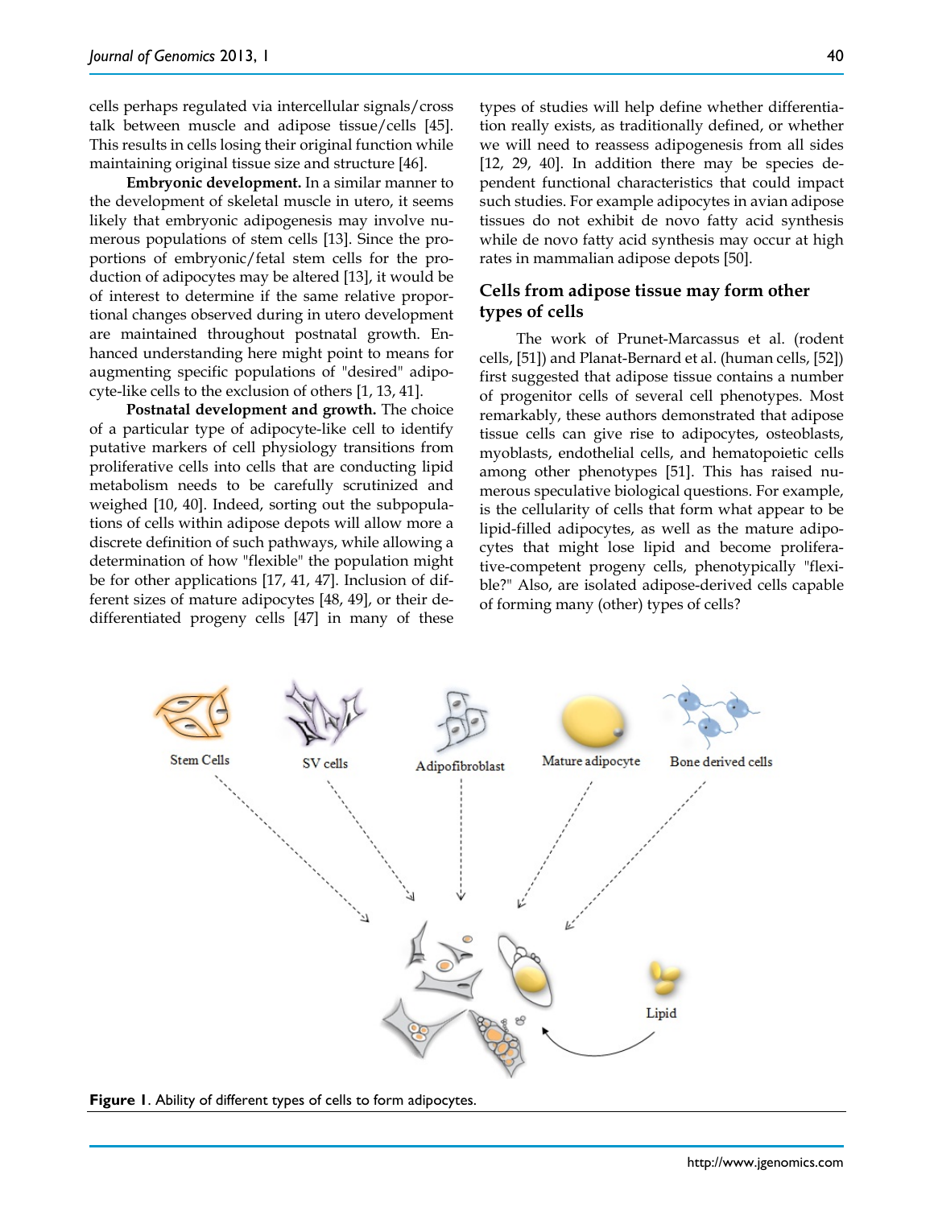cells perhaps regulated via intercellular signals/cross talk between muscle and adipose tissue/cells [45]. This results in cells losing their original function while maintaining original tissue size and structure [46].

**Embryonic development.** In a similar manner to the development of skeletal muscle in utero, it seems likely that embryonic adipogenesis may involve numerous populations of stem cells [13]. Since the proportions of embryonic/fetal stem cells for the production of adipocytes may be altered [13], it would be of interest to determine if the same relative proportional changes observed during in utero development are maintained throughout postnatal growth. Enhanced understanding here might point to means for augmenting specific populations of "desired" adipocyte-like cells to the exclusion of others [1, 13, 41].

**Postnatal development and growth.** The choice of a particular type of adipocyte-like cell to identify putative markers of cell physiology transitions from proliferative cells into cells that are conducting lipid metabolism needs to be carefully scrutinized and weighed [10, 40]. Indeed, sorting out the subpopulations of cells within adipose depots will allow more a discrete definition of such pathways, while allowing a determination of how "flexible" the population might be for other applications [17, 41, 47]. Inclusion of different sizes of mature adipocytes [48, 49], or their dedifferentiated progeny cells [47] in many of these types of studies will help define whether differentiation really exists, as traditionally defined, or whether we will need to reassess adipogenesis from all sides [12, 29, 40]. In addition there may be species dependent functional characteristics that could impact such studies. For example adipocytes in avian adipose tissues do not exhibit de novo fatty acid synthesis while de novo fatty acid synthesis may occur at high rates in mammalian adipose depots [50].

## Cells from adipose tissue may form other types of cells

The work of Prunet-Marcassus et al. (rodent cells, [51]) and Planat-Bernard et al. (human cells, [52]) first suggested that adipose tissue contains a number of progenitor cells of several cell phenotypes. Most remarkably, these authors demonstrated that adipose tissue cells can give rise to adipocytes, osteoblasts, myoblasts, endothelial cells, and hematopoietic cells among other phenotypes [51]. This has raised numerous speculative biological questions. For example, is the cellularity of cells that form what appear to be lipid-filled adipocytes, as well as the mature adipocytes that might lose lipid and become proliferative-competent progeny cells, phenotypically "flexible?" Also, are isolated adipose-derived cells capable of forming many (other) types of cells?

**Figure 1**. Ability of different types of cells to form adipocytes.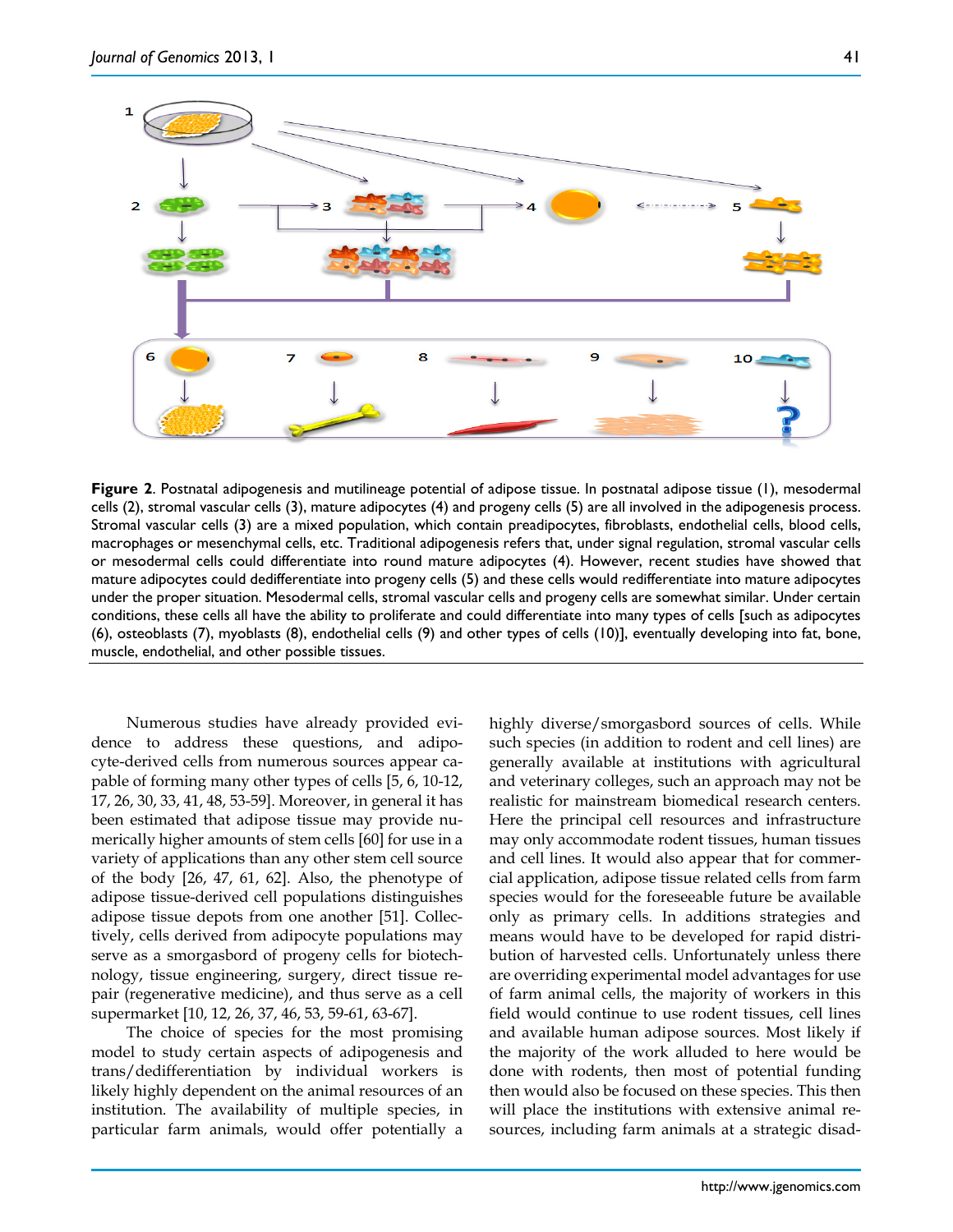**Figure 2**. Postnatal adipogenesis and mutilineage potential of adipose tissue. In postnatal adipose tissue (1), mesodermal cells (2), stromal vascular cells (3), mature adipocytes (4) and progeny cells (5) are all involved in the adipogenesis process. Stromal vascular cells (3) are a mixed population, which contain preadipocytes, fibroblasts, endothelial cells, blood cells, macrophages or mesenchymal cells, etc. Traditional adipogenesis refers that, under signal regulation, stromal vascular cells or mesodermal cells could differentiate into round mature adipocytes (4). However, recent studies have showed that mature adipocytes could dedifferentiate into progeny cells (5) and these cells would redifferentiate into mature adipocytes under the proper situation. Mesodermal cells, stromal vascular cells and progeny cells are somewhat similar. Under certain conditions, these cells all have the ability to proliferate and could differentiate into many types of cells [such as adipocytes (6), osteoblasts (7), myoblasts (8), endothelial cells (9) and other types of cells (10)], eventually developing into fat, bone, muscle, endothelial, and other possible tissues.

Numerous studies have already provided evidence to address these questions, and adipocyte-derived cells from numerous sources appear capable of forming many other types of cells [5, 6, 10-12, 17, 26, 30, 33, 41, 48, 53-59]. Moreover, in general it has been estimated that adipose tissue may provide numerically higher amounts of stem cells [60] for use in a variety of applications than any other stem cell source of the body [26, 47, 61, 62]. Also, the phenotype of adipose tissue-derived cell populations distinguishes adipose tissue depots from one another [51]. Collectively, cells derived from adipocyte populations may serve as a smorgasbord of progeny cells for biotechnology, tissue engineering, surgery, direct tissue repair (regenerative medicine), and thus serve as a cell supermarket [10, 12, 26, 37, 46, 53, 59-61, 63-67].

The choice of species for the most promising model to study certain aspects of adipogenesis and trans/dedifferentiation by individual workers is likely highly dependent on the animal resources of an institution. The availability of multiple species, in particular farm animals, would offer potentially a highly diverse/smorgasbord sources of cells. While such species (in addition to rodent and cell lines) are generally available at institutions with agricultural and veterinary colleges, such an approach may not be realistic for mainstream biomedical research centers. Here the principal cell resources and infrastructure may only accommodate rodent tissues, human tissues and cell lines. It would also appear that for commercial application, adipose tissue related cells from farm species would for the foreseeable future be available only as primary cells. In additions strategies and means would have to be developed for rapid distribution of harvested cells. Unfortunately unless there are overriding experimental model advantages for use of farm animal cells, the majority of workers in this field would continue to use rodent tissues, cell lines and available human adipose sources. Most likely if the majority of the work alluded to here would be done with rodents, then most of potential funding then would also be focused on these species. This then will place the institutions with extensive animal resources, including farm animals at a strategic disad-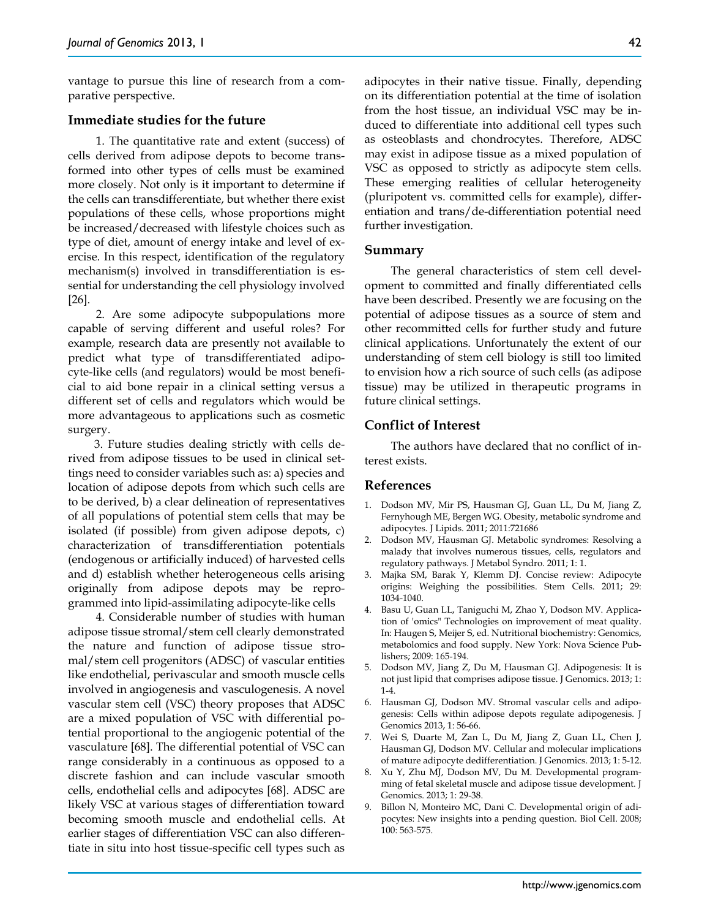vantage to pursue this line of research from a comparative perspective.

### Immediate studies for the future

1. The quantitative rate and extent (success) of cells derived from adipose depots to become transformed into other types of cells must be examined more closely. Not only is it important to determine if the cells can transdifferentiate, but whether there exist populations of these cells, whose proportions might be increased/decreased with lifestyle choices such as type of diet, amount of energy intake and level of exercise. In this respect, identification of the regulatory mechanism(s) involved in transdifferentiation is essential for understanding the cell physiology involved [26].

2. Are some adipocyte subpopulations more capable of serving different and useful roles? For example, research data are presently not available to predict what type of transdifferentiated adipocyte-like cells (and regulators) would be most beneficial to aid bone repair in a clinical setting versus a different set of cells and regulators which would be more advantageous to applications such as cosmetic surgery.

3. Future studies dealing strictly with cells derived from adipose tissues to be used in clinical settings need to consider variables such as: a) species and location of adipose depots from which such cells are to be derived, b) a clear delineation of representatives of all populations of potential stem cells that may be isolated (if possible) from given adipose depots, c) characterization of transdifferentiation potentials (endogenous or artificially induced) of harvested cells and d) establish whether heterogeneous cells arising originally from adipose depots may be reprogrammed into lipid-assimilating adipocyte-like cells

4. Considerable number of studies with human adipose tissue stromal/stem cell clearly demonstrated the nature and function of adipose tissue stromal/stem cell progenitors (ADSC) of vascular entities like endothelial, perivascular and smooth muscle cells involved in angiogenesis and vasculogenesis. A novel vascular stem cell (VSC) theory proposes that ADSC are a mixed population of VSC with differential potential proportional to the angiogenic potential of the vasculature [68]. The differential potential of VSC can range considerably in a continuous as opposed to a discrete fashion and can include vascular smooth cells, endothelial cells and adipocytes [68]. ADSC are likely VSC at various stages of differentiation toward becoming smooth muscle and endothelial cells. At earlier stages of differentiation VSC can also differentiate in situ into host tissue-specific cell types such as adipocytes in their native tissue. Finally, depending on its differentiation potential at the time of isolation from the host tissue, an individual VSC may be induced to differentiate into additional cell types such as osteoblasts and chondrocytes. Therefore, ADSC may exist in adipose tissue as a mixed population of VSC as opposed to strictly as adipocyte stem cells. These emerging realities of cellular heterogeneity (pluripotent vs. committed cells for example), differentiation and trans/de-differentiation potential need further investigation.

### Summary

The general characteristics of stem cell development to committed and finally differentiated cells have been described. Presently we are focusing on the potential of adipose tissues as a source of stem and other recommitted cells for further study and future clinical applications. Unfortunately the extent of our understanding of stem cell biology is still too limited to envision how a rich source of such cells (as adipose tissue) may be utilized in therapeutic programs in future clinical settings.

### Conflict of Interest

The authors have declared that no conflict of interest exists.

### References

1. Dodson MV, Mir PS, Hausman GJ, Guan LL, Du M, Jiang Z, Fernyhough ME, Bergen WG. Obesity, metabolic syndrome and adipocytes. J Lipids. 2011; 2011:721686
2. Dodson MV, Hausman GJ. Metabolic syndromes: Resolving a malady that involves numerous tissues, cells, regulators and regulatory pathways. J Metabol Syndro. 2011; 1: 1.
3. Majka SM, Barak Y, Klemm DJ. Concise review: Adipocyte origins: Weighing the possibilities. Stem Cells. 2011; 29: 1034-1040.
4. Basu U, Guan LL, Taniguchi M, Zhao Y, Dodson MV. Application of 'omics" Technologies on improvement of meat quality. In: Haugen S, Meijer S, ed. Nutritional biochemistry: Genomics, metabolomics and food supply. New York: Nova Science Publishers; 2009: 165-194.
5. Dodson MV, Jiang Z, Du M, Hausman GJ. Adipogenesis: It is not just lipid that comprises adipose tissue. J Genomics. 2013; 1: 1-4.
6. Hausman GJ, Dodson MV. Stromal vascular cells and adipogenesis: Cells within adipose depots regulate adipogenesis. J Genomics 2013, 1: 56-66.
7. Wei S, Duarte M, Zan L, Du M, Jiang Z, Guan LL, Chen J, Hausman GJ, Dodson MV. Cellular and molecular implications of mature adipocyte dedifferentiation. J Genomics. 2013; 1: 5-12.
8. Xu Y, Zhu MJ, Dodson MV, Du M. Developmental programming of fetal skeletal muscle and adipose tissue development. J Genomics. 2013; 1: 29-38.
9. Billon N, Monteiro MC, Dani C. Developmental origin of adipocytes: New insights into a pending question. Biol Cell. 2008; 100: 563-575.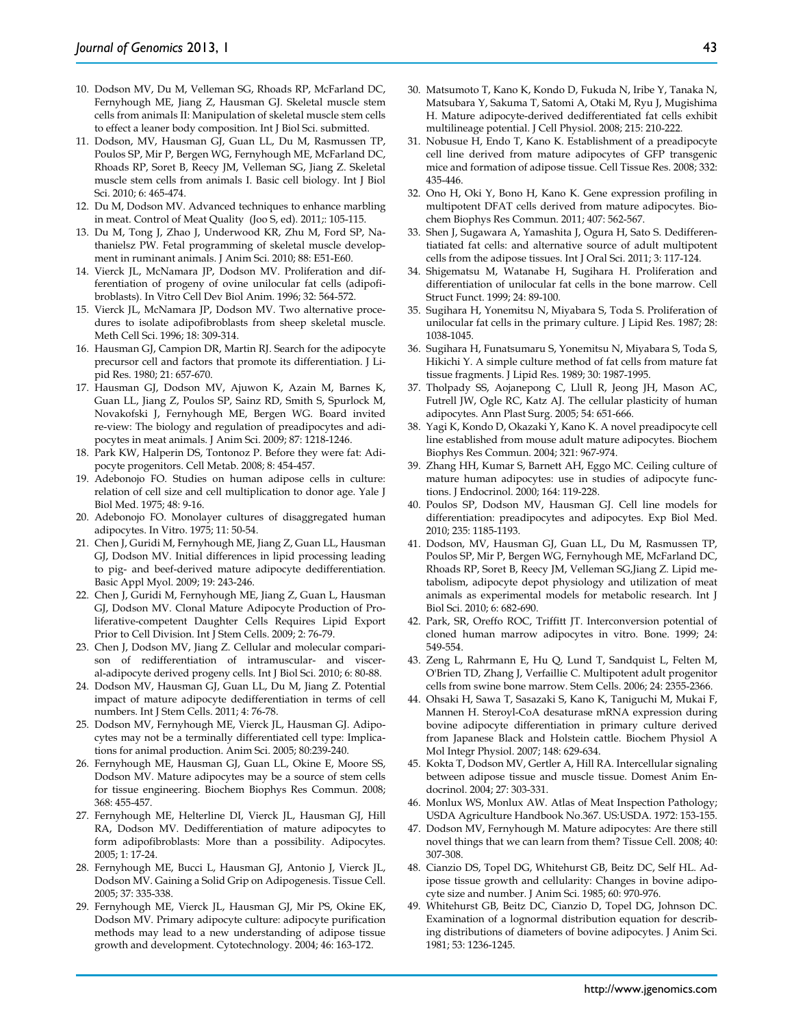10. Dodson MV, Du M, Velleman SG, Rhoads RP, McFarland DC, Fernyhough ME, Jiang Z, Hausman GJ. Skeletal muscle stem cells from animals II: Manipulation of skeletal muscle stem cells to effect a leaner body composition. Int J Biol Sci. submitted.
11. Dodson, MV, Hausman GJ, Guan LL, Du M, Rasmussen TP, Poulos SP, Mir P, Bergen WG, Fernyhough ME, McFarland DC, Rhoads RP, Soret B, Reecy JM, Velleman SG, Jiang Z. Skeletal muscle stem cells from animals I. Basic cell biology. Int J Biol Sci. 2010; 6: 465-474.
12. Du M, Dodson MV. Advanced techniques to enhance marbling in meat. Control of Meat Quality (Joo S, ed). 2011;: 105-115.
13. Du M, Tong J, Zhao J, Underwood KR, Zhu M, Ford SP, Nathanielsz PW. Fetal programming of skeletal muscle development in ruminant animals. J Anim Sci. 2010; 88: E51-E60.
14. Vierck JL, McNamara JP, Dodson MV. Proliferation and differentiation of progeny of ovine unilocular fat cells (adipofibroblasts). In Vitro Cell Dev Biol Anim. 1996; 32: 564-572.
15. Vierck JL, McNamara JP, Dodson MV. Two alternative procedures to isolate adipofibroblasts from sheep skeletal muscle. Meth Cell Sci. 1996; 18: 309-314.
16. Hausman GJ, Campion DR, Martin RJ. Search for the adipocyte precursor cell and factors that promote its differentiation. J Lipid Res. 1980; 21: 657-670.
17. Hausman GJ, Dodson MV, Ajuwon K, Azain M, Barnes K, Guan LL, Jiang Z, Poulos SP, Sainz RD, Smith S, Spurlock M, Novakofski J, Fernyhough ME, Bergen WG. Board invited re-view: The biology and regulation of preadipocytes and adipocytes in meat animals. J Anim Sci. 2009; 87: 1218-1246.
18. Park KW, Halperin DS, Tontonoz P. Before they were fat: Adipocyte progenitors. Cell Metab. 2008; 8: 454-457.
19. Adebonojo FO. Studies on human adipose cells in culture: relation of cell size and cell multiplication to donor age. Yale J Biol Med. 1975; 48: 9-16.
20. Adebonojo FO. Monolayer cultures of disaggregated human adipocytes. In Vitro. 1975; 11: 50-54.
21. Chen J, Guridi M, Fernyhough ME, Jiang Z, Guan LL, Hausman GJ, Dodson MV. Initial differences in lipid processing leading to pig- and beef-derived mature adipocyte dedifferentiation. Basic Appl Myol. 2009; 19: 243-246.
22. Chen J, Guridi M, Fernyhough ME, Jiang Z, Guan L, Hausman GJ, Dodson MV. Clonal Mature Adipocyte Production of Proliferative-competent Daughter Cells Requires Lipid Export Prior to Cell Division. Int J Stem Cells. 2009; 2: 76-79.
23. Chen J, Dodson MV, Jiang Z. Cellular and molecular comparison of redifferentiation of intramuscular- and visceral-adipocyte derived progeny cells. Int J Biol Sci. 2010; 6: 80-88.
24. Dodson MV, Hausman GJ, Guan LL, Du M, Jiang Z. Potential impact of mature adipocyte dedifferentiation in terms of cell numbers. Int J Stem Cells. 2011; 4: 76-78.
25. Dodson MV, Fernyhough ME, Vierck JL, Hausman GJ. Adipocytes may not be a terminally differentiated cell type: Implications for animal production. Anim Sci. 2005; 80:239-240.
26. Fernyhough ME, Hausman GJ, Guan LL, Okine E, Moore SS, Dodson MV. Mature adipocytes may be a source of stem cells for tissue engineering. Biochem Biophys Res Commun. 2008; 368: 455-457.
27. Fernyhough ME, Helterline DI, Vierck JL, Hausman GJ, Hill RA, Dodson MV. Dedifferentiation of mature adipocytes to form adipofibroblasts: More than a possibility. Adipocytes. 2005; 1: 17-24.
28. Fernyhough ME, Bucci L, Hausman GJ, Antonio J, Vierck JL, Dodson MV. Gaining a Solid Grip on Adipogenesis. Tissue Cell. 2005; 37: 335-338.
29. Fernyhough ME, Vierck JL, Hausman GJ, Mir PS, Okine EK, Dodson MV. Primary adipocyte culture: adipocyte purification methods may lead to a new understanding of adipose tissue growth and development. Cytotechnology. 2004; 46: 163-172.
30. Matsumoto T, Kano K, Kondo D, Fukuda N, Iribe Y, Tanaka N, Matsubara Y, Sakuma T, Satomi A, Otaki M, Ryu J, Mugishima H. Mature adipocyte-derived dedifferentiated fat cells exhibit multilineage potential. J Cell Physiol. 2008; 215: 210-222.
31. Nobusue H, Endo T, Kano K. Establishment of a preadipocyte cell line derived from mature adipocytes of GFP transgenic mice and formation of adipose tissue. Cell Tissue Res. 2008; 332: 435-446.
32. Ono H, Oki Y, Bono H, Kano K. Gene expression profiling in multipotent DFAT cells derived from mature adipocytes. Biochem Biophys Res Commun. 2011; 407: 562-567.
33. Shen J, Sugawara A, Yamashita J, Ogura H, Sato S. Dedifferentiated fat cells: and alternative source of adult multipotent cells from the adipose tissues. Int J Oral Sci. 2011; 3: 117-124.
34. Shigematsu M, Watanabe H, Sugihara H. Proliferation and differentiation of unilocular fat cells in the bone marrow. Cell Struct Funct. 1999; 24: 89-100.
35. Sugihara H, Yonemitsu N, Miyabara S, Toda S. Proliferation of unilocular fat cells in the primary culture. J Lipid Res. 1987; 28: 1038-1045.
36. Sugihara H, Funatsumaru S, Yonemitsu N, Miyabara S, Toda S, Hikichi Y. A simple culture method of fat cells from mature fat tissue fragments. J Lipid Res. 1989; 30: 1987-1995.
37. Tholpady SS, Aojanepong C, Llull R, Jeong JH, Mason AC, Futrell JW, Ogle RC, Katz AJ. The cellular plasticity of human adipocytes. Ann Plast Surg. 2005; 54: 651-666.
38. Yagi K, Kondo D, Okazaki Y, Kano K. A novel preadipocyte cell line established from mouse adult mature adipocytes. Biochem Biophys Res Commun. 2004; 321: 967-974.
39. Zhang HH, Kumar S, Barnett AH, Eggo MC. Ceiling culture of mature human adipocytes: use in studies of adipocyte functions. J Endocrinol. 2000; 164: 119-228.
40. Poulos SP, Dodson MV, Hausman GJ. Cell line models for differentiation: preadipocytes and adipocytes. Exp Biol Med. 2010; 235: 1185-1193.
41. Dodson, MV, Hausman GJ, Guan LL, Du M, Rasmussen TP, Poulos SP, Mir P, Bergen WG, Fernyhough ME, McFarland DC, Rhoads RP, Soret B, Reecy JM, Velleman SG,Jiang Z. Lipid metabolism, adipocyte depot physiology and utilization of meat animals as experimental models for metabolic research. Int J Biol Sci. 2010; 6: 682-690.
42. Park, SR, Oreffo ROC, Triffitt JT. Interconversion potential of cloned human marrow adipocytes in vitro. Bone. 1999; 24: 549-554.
43. Zeng L, Rahrmann E, Hu Q, Lund T, Sandquist L, Felten M, O'Brien TD, Zhang J, Verfaillie C. Multipotent adult progenitor cells from swine bone marrow. Stem Cells. 2006; 24: 2355-2366.
44. Ohsaki H, Sawa T, Sasazaki S, Kano K, Taniguchi M, Mukai F, Mannen H. Steroyl-CoA desaturase mRNA expression during bovine adipocyte differentiation in primary culture derived from Japanese Black and Holstein cattle. Biochem Physiol A Mol Integr Physiol. 2007; 148: 629-634.
45. Kokta T, Dodson MV, Gertler A, Hill RA. Intercellular signaling between adipose tissue and muscle tissue. Domest Anim Endocrinol. 2004; 27: 303-331.
46. Monlux WS, Monlux AW. Atlas of Meat Inspection Pathology; USDA Agriculture Handbook No.367. US:USDA. 1972: 153-155.
47. Dodson MV, Fernyhough M. Mature adipocytes: Are there still novel things that we can learn from them? Tissue Cell. 2008; 40: 307-308.
48. Cianzio DS, Topel DG, Whitehurst GB, Beitz DC, Self HL. Adipose tissue growth and cellularity: Changes in bovine adipocyte size and number. J Anim Sci. 1985; 60: 970-976.
49. Whitehurst GB, Beitz DC, Cianzio D, Topel DG, Johnson DC. Examination of a lognormal distribution equation for describing distributions of diameters of bovine adipocytes. J Anim Sci. 1981; 53: 1236-1245.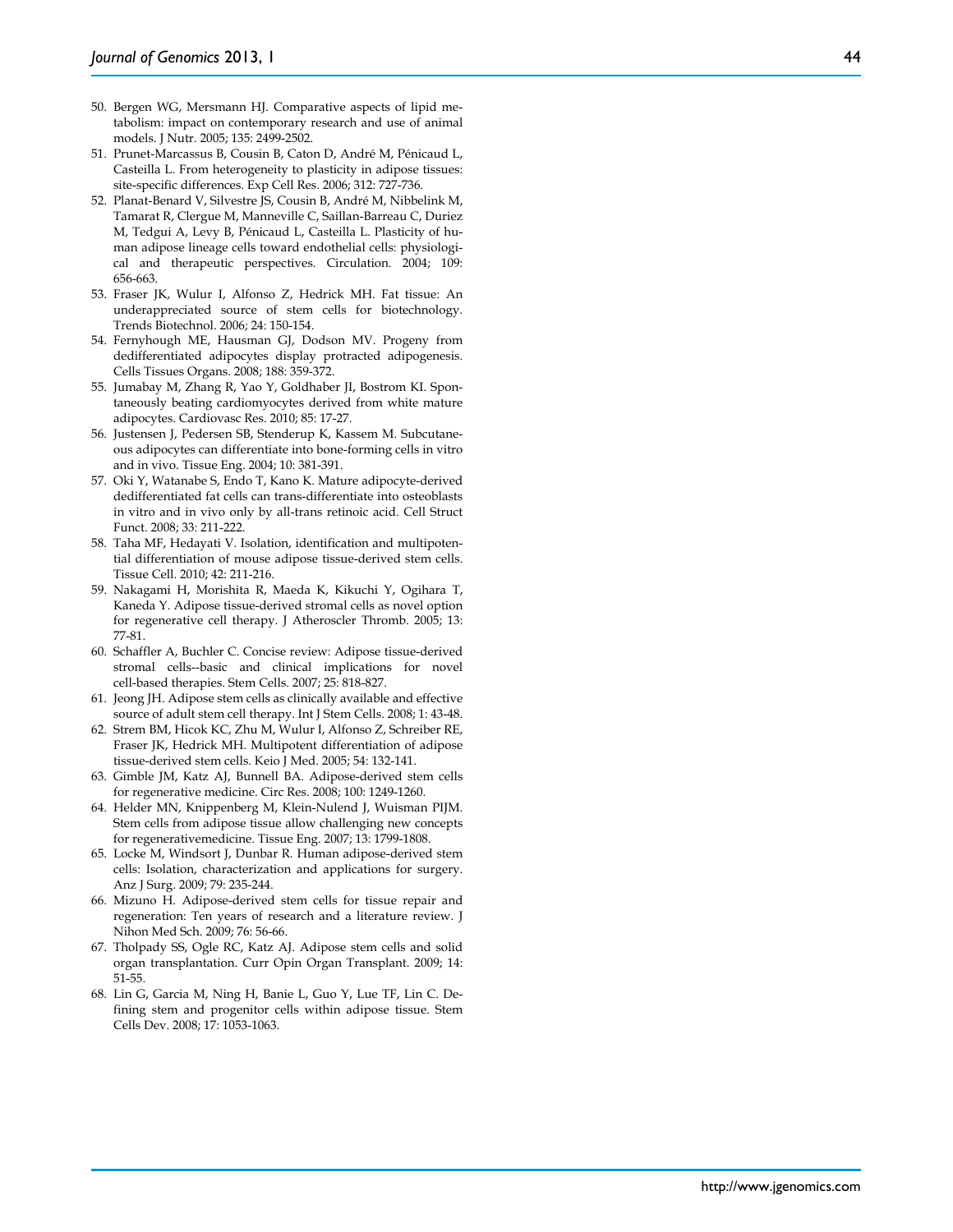50. Bergen WG, Mersmann HJ. Comparative aspects of lipid metabolism: impact on contemporary research and use of animal models. J Nutr. 2005; 135: 2499-2502.
51. Prunet-Marcassus B, Cousin B, Caton D, André M, Pénicaud L, Casteilla L. From heterogeneity to plasticity in adipose tissues: site-specific differences. Exp Cell Res. 2006; 312: 727-736.
52. Planat-Benard V, Silvestre JS, Cousin B, André M, Nibbelink M, Tamarat R, Clergue M, Manneville C, Saillan-Barreau C, Duriez M, Tedgui A, Levy B, Pénicaud L, Casteilla L. Plasticity of human adipose lineage cells toward endothelial cells: physiological and therapeutic perspectives. Circulation. 2004; 109: 656-663.
53. Fraser JK, Wulur I, Alfonso Z, Hedrick MH. Fat tissue: An underappreciated source of stem cells for biotechnology. Trends Biotechnol. 2006; 24: 150-154.
54. Fernyhough ME, Hausman GJ, Dodson MV. Progeny from dedifferentiated adipocytes display protracted adipogenesis. Cells Tissues Organs. 2008; 188: 359-372.
55. Jumabay M, Zhang R, Yao Y, Goldhaber JI, Bostrom KI. Spontaneously beating cardiomyocytes derived from white mature adipocytes. Cardiovasc Res. 2010; 85: 17-27.
56. Justensen J, Pedersen SB, Stenderup K, Kassem M. Subcutaneous adipocytes can differentiate into bone-forming cells in vitro and in vivo. Tissue Eng. 2004; 10: 381-391.
57. Oki Y, Watanabe S, Endo T, Kano K. Mature adipocyte-derived dedifferentiated fat cells can trans-differentiate into osteoblasts in vitro and in vivo only by all-trans retinoic acid. Cell Struct Funct. 2008; 33: 211-222.
58. Taha MF, Hedayati V. Isolation, identification and multipotential differentiation of mouse adipose tissue-derived stem cells. Tissue Cell. 2010; 42: 211-216.
59. Nakagami H, Morishita R, Maeda K, Kikuchi Y, Ogihara T, Kaneda Y. Adipose tissue-derived stromal cells as novel option for regenerative cell therapy. J Atheroscler Thromb. 2005; 13: 77-81.
60. Schaffler A, Buchler C. Concise review: Adipose tissue-derived stromal cells--basic and clinical implications for novel cell-based therapies. Stem Cells. 2007; 25: 818-827.
61. Jeong JH. Adipose stem cells as clinically available and effective source of adult stem cell therapy. Int J Stem Cells. 2008; 1: 43-48.
62. Strem BM, Hicok KC, Zhu M, Wulur I, Alfonso Z, Schreiber RE, Fraser JK, Hedrick MH. Multipotent differentiation of adipose tissue-derived stem cells. Keio J Med. 2005; 54: 132-141.
63. Gimble JM, Katz AJ, Bunnell BA. Adipose-derived stem cells for regenerative medicine. Circ Res. 2008; 100: 1249-1260.
64. Helder MN, Knippenberg M, Klein-Nulend J, Wuisman PIJM. Stem cells from adipose tissue allow challenging new concepts for regenerativemedicine. Tissue Eng. 2007; 13: 1799-1808.
65. Locke M, Windsort J, Dunbar R. Human adipose-derived stem cells: Isolation, characterization and applications for surgery. Anz J Surg. 2009; 79: 235-244.
66. Mizuno H. Adipose-derived stem cells for tissue repair and regeneration: Ten years of research and a literature review. J Nihon Med Sch. 2009; 76: 56-66.
67. Tholpady SS, Ogle RC, Katz AJ. Adipose stem cells and solid organ transplantation. Curr Opin Organ Transplant. 2009; 14: 51-55.
68. Lin G, Garcia M, Ning H, Banie L, Guo Y, Lue TF, Lin C. Defining stem and progenitor cells within adipose tissue. Stem Cells Dev. 2008; 17: 1053-1063.